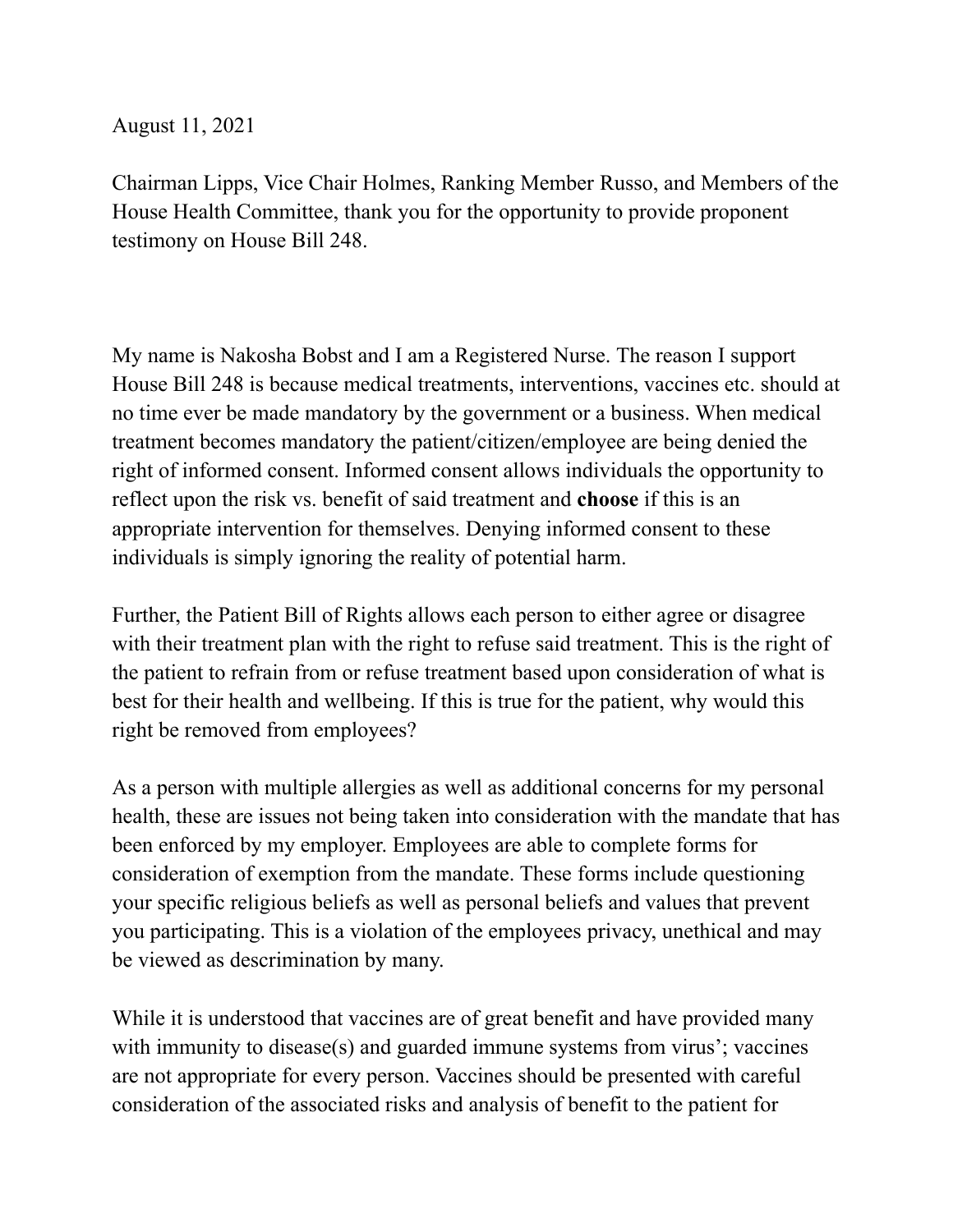August 11, 2021

Chairman Lipps, Vice Chair Holmes, Ranking Member Russo, and Members of the House Health Committee, thank you for the opportunity to provide proponent testimony on House Bill 248.

My name is Nakosha Bobst and I am a Registered Nurse. The reason I support House Bill 248 is because medical treatments, interventions, vaccines etc. should at no time ever be made mandatory by the government or a business. When medical treatment becomes mandatory the patient/citizen/employee are being denied the right of informed consent. Informed consent allows individuals the opportunity to reflect upon the risk vs. benefit of said treatment and **choose** if this is an appropriate intervention for themselves. Denying informed consent to these individuals is simply ignoring the reality of potential harm.

Further, the Patient Bill of Rights allows each person to either agree or disagree with their treatment plan with the right to refuse said treatment. This is the right of the patient to refrain from or refuse treatment based upon consideration of what is best for their health and wellbeing. If this is true for the patient, why would this right be removed from employees?

As a person with multiple allergies as well as additional concerns for my personal health, these are issues not being taken into consideration with the mandate that has been enforced by my employer. Employees are able to complete forms for consideration of exemption from the mandate. These forms include questioning your specific religious beliefs as well as personal beliefs and values that prevent you participating. This is a violation of the employees privacy, unethical and may be viewed as descrimination by many.

While it is understood that vaccines are of great benefit and have provided many with immunity to disease(s) and guarded immune systems from virus'; vaccines are not appropriate for every person. Vaccines should be presented with careful consideration of the associated risks and analysis of benefit to the patient for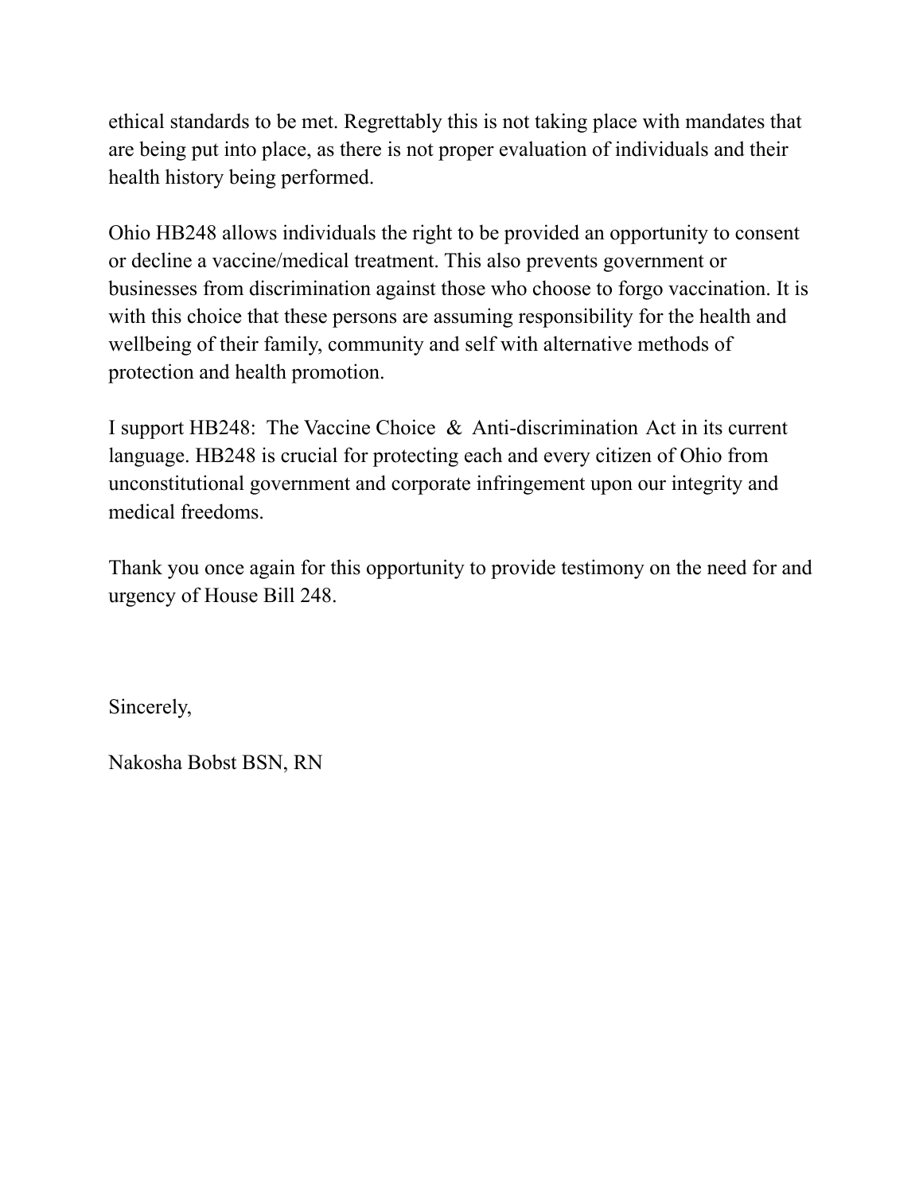ethical standards to be met. Regrettably this is not taking place with mandates that are being put into place, as there is not proper evaluation of individuals and their health history being performed.

Ohio HB248 allows individuals the right to be provided an opportunity to consent or decline a vaccine/medical treatment. This also prevents government or businesses from discrimination against those who choose to forgo vaccination. It is with this choice that these persons are assuming responsibility for the health and wellbeing of their family, community and self with alternative methods of protection and health promotion.

I support HB248: The Vaccine Choice & Anti-discrimination Act in its current language. HB248 is crucial for protecting each and every citizen of Ohio from unconstitutional government and corporate infringement upon our integrity and medical freedoms.

Thank you once again for this opportunity to provide testimony on the need for and urgency of House Bill 248.

Sincerely,

Nakosha Bobst BSN, RN